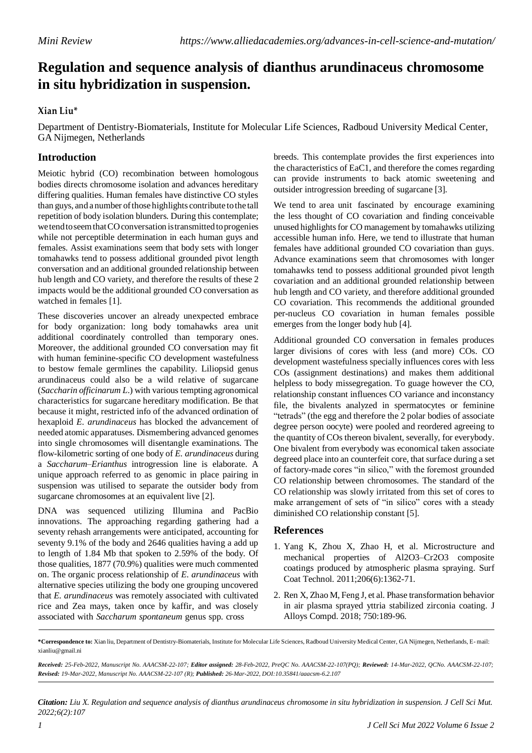Mini Review https://www.alliedacademies.org/advances-in-cell-science-and-mutation/

# Regulation and sequence analysis of dianthus arundinaceus chromosome in situ hybridization in suspension.

**Xian Liu***

Department of Dentistry-Biomaterials, Institute for Molecular Life Sciences, Radboud University Medical Center, GA Nijmegen, Netherlands

## Introduction

Meiotic hybrid (CO) recombination between homologous bodies directs chromosome isolation and advances hereditary differing qualities. Human females have distinctive CO styles than guys, and a number of those highlights contribute to the tall repetition of body isolation blunders. During this contemplate; we tend to seem that CO conversation is transmitted to progenies while not perceptible determination in each human guys and females. Assist examinations seem that body sets with longer tomahawks tend to possess additional grounded pivot length conversation and an additional grounded relationship between hub length and CO variety, and therefore the results of these 2 impacts would be the additional grounded CO conversation as watched in females [1].

These discoveries uncover an already unexpected embrace for body organization: long body tomahawks area unit additional coordinately controlled than temporary ones. Moreover, the additional grounded CO conversation may fit with human feminine-specific CO development wastefulness to bestow female germlines the capability. Liliopsid genus arundinaceus could also be a wild relative of sugarcane (*Saccharin officinarum L.*) with various tempting agronomical characteristics for sugarcane hereditary modification. Be that because it might, restricted info of the advanced ordination of hexaploid *E. arundinaceus* has blocked the advancement of needed atomic apparatuses. Dismembering advanced genomes into single chromosomes will disentangle examinations. The flow-kilometric sorting of one body of *E. arundinaceus* during a *Saccharum–Erianthus* introgression line is elaborate. A unique approach referred to as genomic in place pairing in suspension was utilised to separate the outsider body from sugarcane chromosomes at an equivalent live [2].

DNA was sequenced utilizing Illumina and PacBio innovations. The approaching regarding gathering had a seventy rehash arrangements were anticipated, accounting for seventy 9.1% of the body and 2646 qualities having a add up to length of 1.84 Mb that spoken to 2.59% of the body. Of those qualities, 1877 (70.9%) qualities were much commented on. The organic process relationship of *E. arundinaceus* with alternative species utilizing the body one grouping uncovered that *E. arundinaceus* was remotely associated with cultivated rice and Zea mays, taken once by kaffir, and was closely associated with *Saccharum spontaneum* genus spp. cross breeds. This contemplate provides the first experiences into the characteristics of EaC1, and therefore the comes regarding can provide instruments to back atomic sweetening and outsider introgression breeding of sugarcane [3].

We tend to area unit fascinated by encourage examining the less thought of CO covariation and finding conceivable unused highlights for CO management by tomahawks utilizing accessible human info. Here, we tend to illustrate that human females have additional grounded CO covariation than guys. Advance examinations seem that chromosomes with longer tomahawks tend to possess additional grounded pivot length covariation and an additional grounded relationship between hub length and CO variety, and therefore additional grounded CO covariation. This recommends the additional grounded per-nucleus CO covariation in human females possible emerges from the longer body hub [4].

Additional grounded CO conversation in females produces larger divisions of cores with less (and more) COs. CO development wastefulness specially influences cores with less COs (assignment destinations) and makes them additional helpless to body missegregation. To guage however the CO, relationship constant influences CO variance and inconstancy file, the bivalents analyzed in spermatocytes or feminine "tetrads" (the egg and therefore the 2 polar bodies of associate degree person oocyte) were pooled and reordered agreeing to the quantity of COs thereon bivalent, severally, for everybody. One bivalent from everybody was economical taken associate degreed place into an counterfeit core, that surface during a set of factory-made cores "in silico," with the foremost grounded CO relationship between chromosomes. The standard of the CO relationship was slowly irritated from this set of cores to make arrangement of sets of "in silico" cores with a steady diminished CO relationship constant [5].

## References

1. Yang K, Zhou X, Zhao H, et al. Microstructure and mechanical properties of $Al_2O_3–Cr_2O_3$ composite coatings produced by atmospheric plasma spraying. Surf Coat Technol. 2011;206(6):1362-71.
2. Ren X, Zhao M, Feng J, et al. Phase transformation behavior in air plasma sprayed yttria stabilized zirconia coating. J Alloys Compd. 2018; 750:189-96.

**\*Correspondence to:** Xian liu, Department of Dentistry-Biomaterials, Institute for Molecular Life Sciences, Radboud University Medical Center, GA Nijmegen, Netherlands, E- mail: xianliu@gmail.ni

***Received:** 25-Feb-2022, Manuscript No. AAACSM-22-107; **Editor assigned:** 28-Feb-2022, PreQC No. AAACSM-22-107(PQ); **Reviewed:** 14-Mar-2022, QCNo. AAACSM-22-107; **Revised:** 19-Mar-2022, Manuscript No. AAACSM-22-107 (R); **Published:** 26-Mar-2022, DOI:10.35841/aaacsm-6.2.107*

***Citation:** Liu X. Regulation and sequence analysis of dianthus arundinaceus chromosome in situ hybridization in suspension. J Cell Sci Mut. 2022;6(2):107*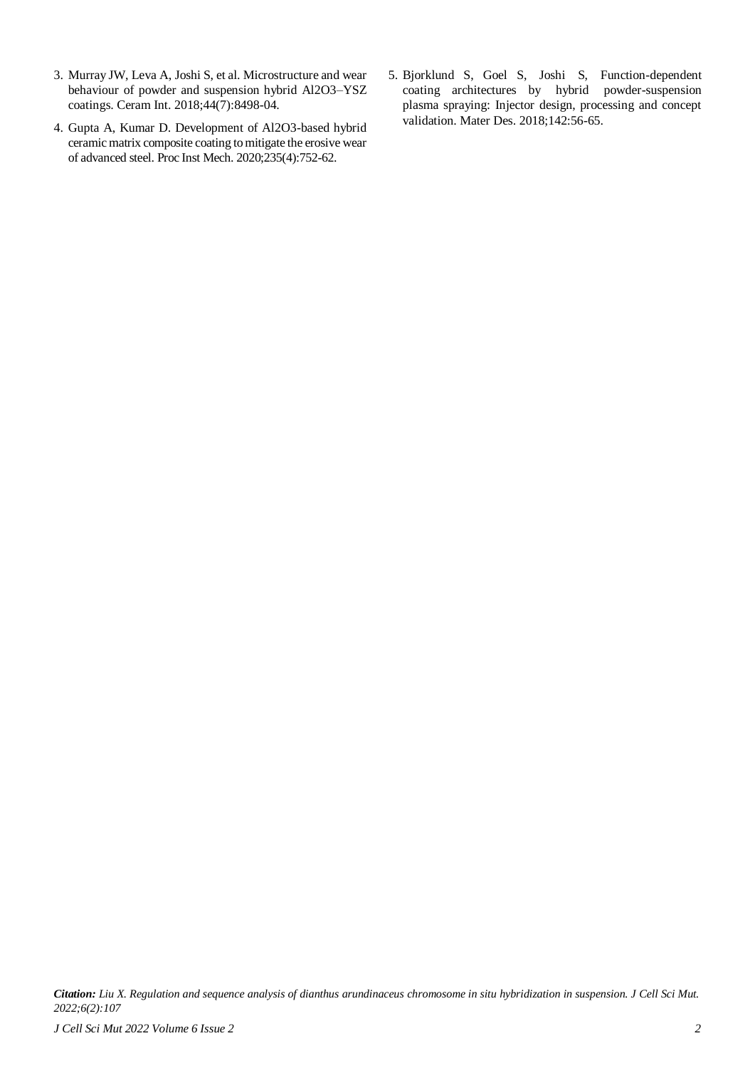3. Murray JW, Leva A, Joshi S, et al. Microstructure and wear behaviour of powder and suspension hybrid Al2O3–YSZ coatings. Ceram Int. 2018;44(7):8498-04.

4. Gupta A, Kumar D. Development of Al2O3-based hybrid ceramic matrix composite coating to mitigate the erosive wear of advanced steel. Proc Inst Mech. 2020;235(4):752-62.

5. Bjorklund S, Goel S, Joshi S, Function-dependent coating architectures by hybrid powder-suspension plasma spraying: Injector design, processing and concept validation. Mater Des. 2018;142:56-65.

***Citation:*** *Liu X. Regulation and sequence analysis of dianthus arundinaceus chromosome in situ hybridization in suspension. J Cell Sci Mut. 2022;6(2):107*